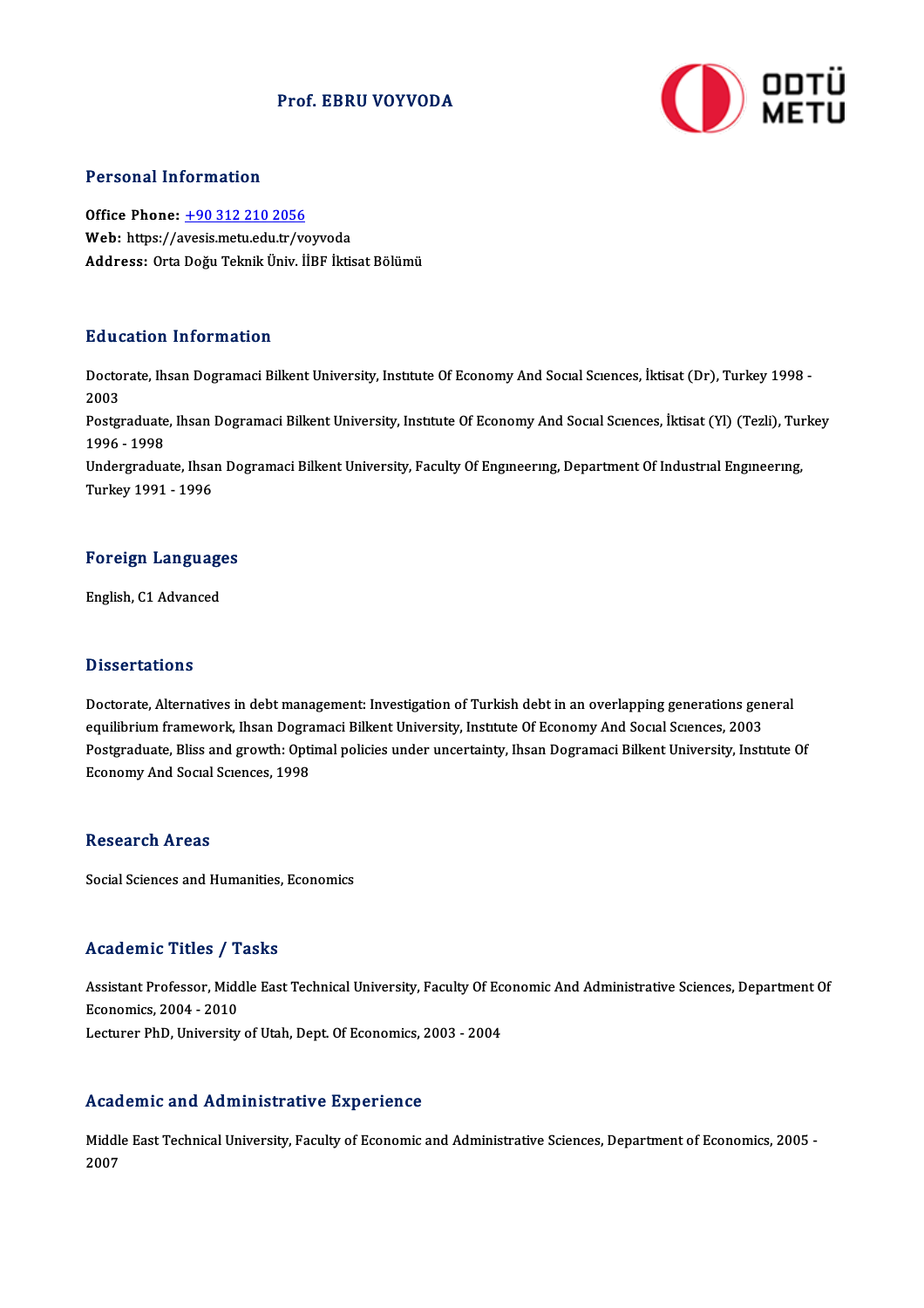# Prof. EBRU VOYVODA

## Personal Information

**Office Phone:** +90 312 210 2056
**Web:** https://avesis.metu.edu.tr/voyvoda
**Address:** Orta Doğu Teknik Üniv. İİBF İktisat Bölümü

## Education Information

Doctorate, Ihsan Dogramaci Bilkent University, Instıtute Of Economy And Socıal Scıences, İktisat (Dr), Turkey 1998 - 2003
Postgraduate, Ihsan Dogramaci Bilkent University, Instıtute Of Economy And Socıal Scıences, İktisat (Yl) (Tezli), Turkey 1996 - 1998
Undergraduate, Ihsan Dogramaci Bilkent University, Faculty Of Engıneerıng, Department Of Industrıal Engıneerıng, Turkey 1991 - 1996

## Foreign Languages

English, C1 Advanced

## Dissertations

Doctorate, Alternatives in debt management: Investigation of Turkish debt in an overlapping generations general equilibrium framework, Ihsan Dogramaci Bilkent University, Instıtute Of Economy And Socıal Scıences, 2003
Postgraduate, Bliss and growth: Optimal policies under uncertainty, Ihsan Dogramaci Bilkent University, Instıtute Of Economy And Socıal Scıences, 1998

## Research Areas

Social Sciences and Humanities, Economics

## Academic Titles / Tasks

Assistant Professor, Middle East Technical University, Faculty Of Economic And Administrative Sciences, Department Of Economics, 2004 - 2010
Lecturer PhD, University of Utah, Dept. Of Economics, 2003 - 2004

## Academic and Administrative Experience

Middle East Technical University, Faculty of Economic and Administrative Sciences, Department of Economics, 2005 - 2007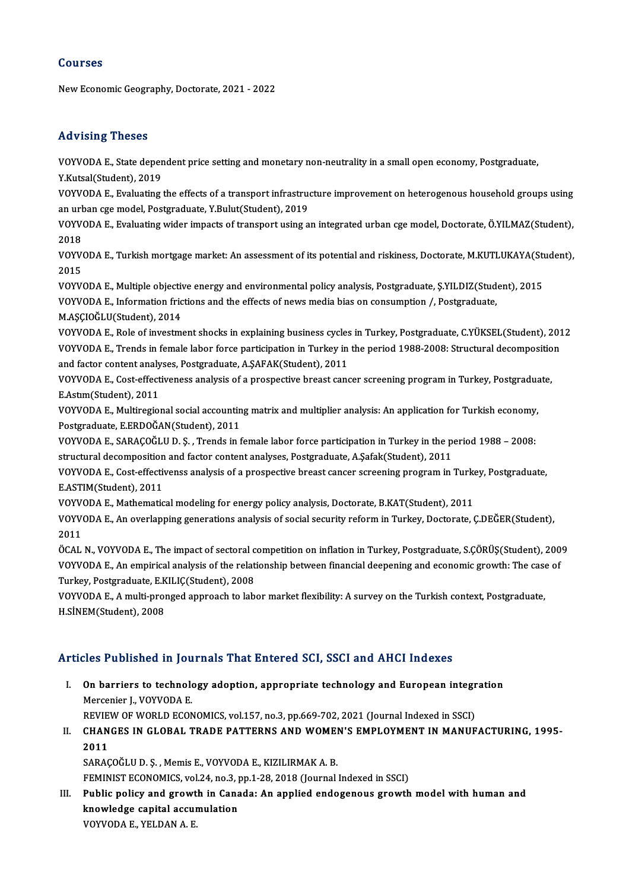## Courses

New Economic Geography, Doctorate, 2021 - 2022

## Advising Theses

VOYVODA E., State dependent price setting and monetary non-neutrality in a small open economy, Postgraduate, Y.Kutsal(Student), 2019

VOYVODA E., Evaluating the effects of a transport infrastructure improvement on heterogenous household groups using an urban cge model, Postgraduate, Y.Bulut(Student), 2019

VOYVODA E., Evaluating wider impacts of transport using an integrated urban cge model, Doctorate, Ö.YILMAZ(Student), 2018

VOYVODA E., Turkish mortgage market: An assessment of its potential and riskiness, Doctorate, M.KUTLUKAYA(Student), 2015

VOYVODA E., Multiple objective energy and environmental policy analysis, Postgraduate, Ş.YILDIZ(Student), 2015

VOYVODA E., Information frictions and the effects of news media bias on consumption /, Postgraduate, M.AŞÇIOĞLU(Student), 2014

VOYVODA E., Role of investment shocks in explaining business cycles in Turkey, Postgraduate, C.YÜKSEL(Student), 2012

VOYVODA E., Trends in female labor force participation in Turkey in the period 1988-2008: Structural decomposition and factor content analyses, Postgraduate, A.ŞAFAK(Student), 2011

VOYVODA E., Cost-effectiveness analysis of a prospective breast cancer screening program in Turkey, Postgraduate, E.Astım(Student), 2011

VOYVODA E., Multiregional social accounting matrix and multiplier analysis: An application for Turkish economy, Postgraduate, E.ERDOĞAN(Student), 2011

VOYVODA E., SARAÇOĞLU D. Ş. , Trends in female labor force participation in Turkey in the period 1988 – 2008: structural decomposition and factor content analyses, Postgraduate, A.Şafak(Student), 2011

VOYVODA E., Cost-effectivenss analysis of a prospective breast cancer screening program in Turkey, Postgraduate, E.ASTIM(Student), 2011

VOYVODA E., Mathematical modeling for energy policy analysis, Doctorate, B.KAT(Student), 2011

VOYVODA E., An overlapping generations analysis of social security reform in Turkey, Doctorate, Ç.DEĞER(Student), 2011

ÖCAL N., VOYVODA E., The impact of sectoral competition on inflation in Turkey, Postgraduate, S.ÇÖRÜŞ(Student), 2009

VOYVODA E., An empirical analysis of the relationship between financial deepening and economic growth: The case of Turkey, Postgraduate, E.KILIÇ(Student), 2008

VOYVODA E., A multi-pronged approach to labor market flexibility: A survey on the Turkish context, Postgraduate, H.SİNEM(Student), 2008

## Articles Published in Journals That Entered SCI, SSCI and AHCI Indexes

I. **On barriers to technology adoption, appropriate technology and European integration**
   Mercenier J., VOYVODA E.
   REVIEW OF WORLD ECONOMICS, vol.157, no.3, pp.669-702, 2021 (Journal Indexed in SSCI)

II. **CHANGES IN GLOBAL TRADE PATTERNS AND WOMEN'S EMPLOYMENT IN MANUFACTURING, 1995-2011**
   SARAÇOĞLU D. Ş. , Memis E., VOYVODA E., KIZILIRMAK A. B.
   FEMINIST ECONOMICS, vol.24, no.3, pp.1-28, 2018 (Journal Indexed in SSCI)

III. **Public policy and growth in Canada: An applied endogenous growth model with human and knowledge capital accumulation**
   VOYVODA E., YELDAN A. E.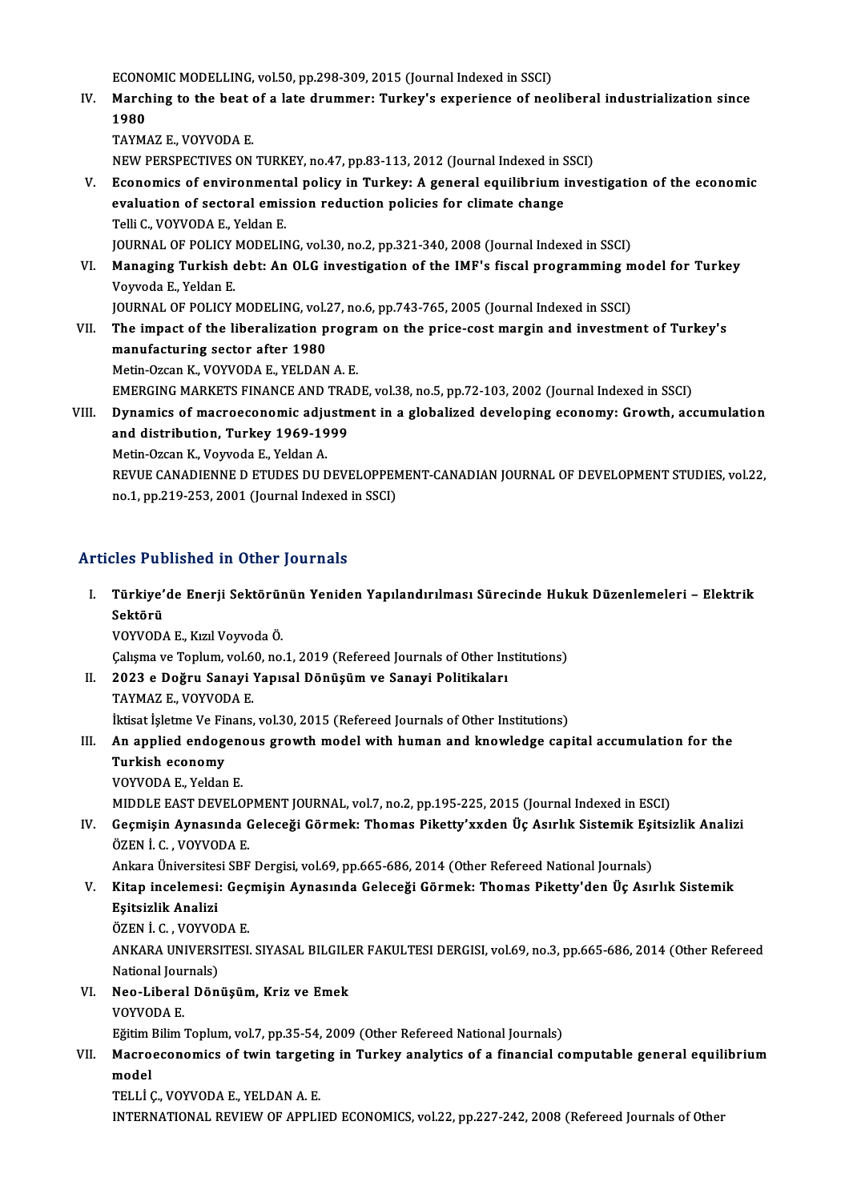ECONOMIC MODELLING, vol.50, pp.298-309, 2015 (Journal Indexed in SSCI)

IV. **Marching to the beat of a late drummer: Turkey's experience of neoliberal industrialization since 1980**
TAYMAZ E., VOYVODA E.
NEW PERSPECTIVES ON TURKEY, no.47, pp.83-113, 2012 (Journal Indexed in SSCI)

V. **Economics of environmental policy in Turkey: A general equilibrium investigation of the economic evaluation of sectoral emission reduction policies for climate change**
Telli C., VOYVODA E., Yeldan E.
JOURNAL OF POLICY MODELING, vol.30, no.2, pp.321-340, 2008 (Journal Indexed in SSCI)

VI. **Managing Turkish debt: An OLG investigation of the IMF's fiscal programming model for Turkey**
Voyvoda E., Yeldan E.
JOURNAL OF POLICY MODELING, vol.27, no.6, pp.743-765, 2005 (Journal Indexed in SSCI)

VII. **The impact of the liberalization program on the price-cost margin and investment of Turkey's manufacturing sector after 1980**
Metin-Ozcan K., VOYVODA E., YELDAN A. E.
EMERGING MARKETS FINANCE AND TRADE, vol.38, no.5, pp.72-103, 2002 (Journal Indexed in SSCI)

VIII. **Dynamics of macroeconomic adjustment in a globalized developing economy: Growth, accumulation and distribution, Turkey 1969-1999**
Metin-Ozcan K., Voyvoda E., Yeldan A.
REVUE CANADIENNE D ETUDES DU DEVELOPPEMENT-CANADIAN JOURNAL OF DEVELOPMENT STUDIES, vol.22, no.1, pp.219-253, 2001 (Journal Indexed in SSCI)

## Articles Published in Other Journals

I. **Türkiye'de Enerji Sektörünün Yeniden Yapılandırılması Sürecinde Hukuk Düzenlemeleri – Elektrik Sektörü**
VOYVODA E., Kızıl Voyvoda Ö.
Çalışma ve Toplum, vol.60, no.1, 2019 (Refereed Journals of Other Institutions)

II. **2023 e Doğru Sanayi Yapısal Dönüşüm ve Sanayi Politikaları**
TAYMAZ E., VOYVODA E.
İktisat İşletme Ve Finans, vol.30, 2015 (Refereed Journals of Other Institutions)

III. **An applied endogenous growth model with human and knowledge capital accumulation for the Turkish economy**
VOYVODA E., Yeldan E.
MIDDLE EAST DEVELOPMENT JOURNAL, vol.7, no.2, pp.195-225, 2015 (Journal Indexed in ESCI)

IV. **Geçmişin Aynasında Geleceği Görmek: Thomas Piketty'xxden Üç Asırlık Sistemik Eşitsizlik Analizi**
ÖZEN İ. C. , VOYVODA E.
Ankara Üniversitesi SBF Dergisi, vol.69, pp.665-686, 2014 (Other Refereed National Journals)

V. **Kitap incelemesi: Geçmişin Aynasında Geleceği Görmek: Thomas Piketty'den Üç Asırlık Sistemik Eşitsizlik Analizi**
ÖZEN İ. C. , VOYVODA E.
ANKARA UNIVERSITESI. SIYASAL BILGILER FAKULTESI DERGISI, vol.69, no.3, pp.665-686, 2014 (Other Refereed National Journals)

VI. **Neo-Liberal Dönüşüm, Kriz ve Emek**
VOYVODA E.
Eğitim Bilim Toplum, vol.7, pp.35-54, 2009 (Other Refereed National Journals)

VII. **Macroeconomics of twin targeting in Turkey analytics of a financial computable general equilibrium model**
TELLİ Ç., VOYVODA E., YELDAN A. E.
INTERNATIONAL REVIEW OF APPLIED ECONOMICS, vol.22, pp.227-242, 2008 (Refereed Journals of Other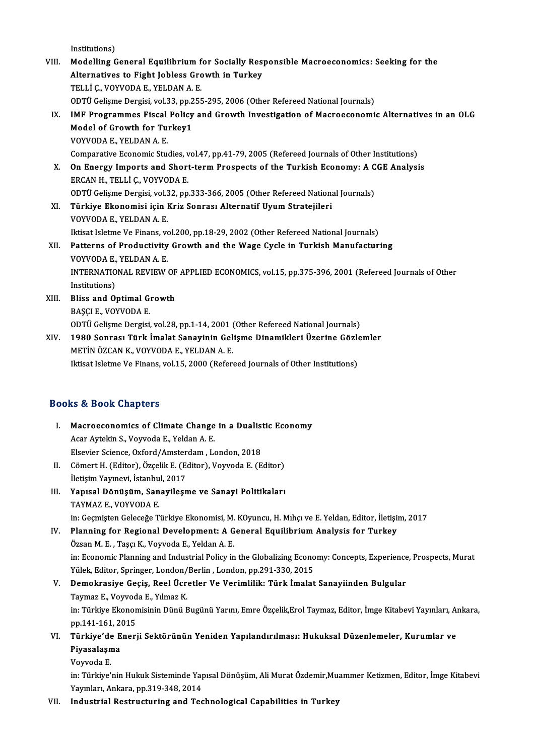Institutions)

VIII. **Modelling General Equilibrium for Socially Responsible Macroeconomics: Seeking for the Alternatives to Fight Jobless Growth in Turkey**
TELLİ Ç., VOYVODA E., YELDAN A. E.
ODTÜ Gelişme Dergisi, vol.33, pp.255-295, 2006 (Other Refereed National Journals)

IX. **IMF Programmes Fiscal Policy and Growth Investigation of Macroeconomic Alternatives in an OLG Model of Growth for Turkey1**
VOYVODA E., YELDAN A. E.
Comparative Economic Studies, vol.47, pp.41-79, 2005 (Refereed Journals of Other Institutions)

X. **On Energy Imports and Short-term Prospects of the Turkish Economy: A CGE Analysis**
ERCAN H., TELLİ Ç., VOYVODA E.
ODTÜ Gelişme Dergisi, vol.32, pp.333-366, 2005 (Other Refereed National Journals)

XI. **Türkiye Ekonomisi için Kriz Sonrası Alternatif Uyum Stratejileri**
VOYVODA E., YELDAN A. E.
Iktisat Isletme Ve Finans, vol.200, pp.18-29, 2002 (Other Refereed National Journals)

XII. **Patterns of Productivity Growth and the Wage Cycle in Turkish Manufacturing**
VOYVODA E., YELDAN A. E.
INTERNATIONAL REVIEW OF APPLIED ECONOMICS, vol.15, pp.375-396, 2001 (Refereed Journals of Other Institutions)

XIII. **Bliss and Optimal Growth**
BAŞÇI E., VOYVODA E.
ODTÜ Gelişme Dergisi, vol.28, pp.1-14, 2001 (Other Refereed National Journals)

XIV. **1980 Sonrası Türk İmalat Sanayinin Gelişme Dinamikleri Üzerine Gözlemler**
METİN ÖZCAN K., VOYVODA E., YELDAN A. E.
Iktisat Isletme Ve Finans, vol.15, 2000 (Refereed Journals of Other Institutions)

## Books & Book Chapters

I. **Macroeconomics of Climate Change in a Dualistic Economy**
Acar Aytekin S., Voyvoda E., Yeldan A. E.
Elsevier Science, Oxford/Amsterdam , London, 2018

II. Cömert H. (Editor), Özçelik E. (Editor), Voyvoda E. (Editor)
İletişim Yayınevi, İstanbul, 2017

III. **Yapısal Dönüşüm, Sanayileşme ve Sanayi Politikaları**
TAYMAZ E., VOYVODA E.
in: Geçmişten Geleceğe Türkiye Ekonomisi, M. KOyuncu, H. Mıhçı ve E. Yeldan, Editor, İletişim, 2017

IV. **Planning for Regional Development: A General Equilibrium Analysis for Turkey**
Özsan M. E. , Taşçı K., Voyvoda E., Yeldan A. E.
in: Economic Planning and Industrial Policy in the Globalizing Economy: Concepts, Experience, Prospects, Murat Yülek, Editor, Springer, London/Berlin , London, pp.291-330, 2015

V. **Demokrasiye Geçiş, Reel Ücretler Ve Verimlilik: Türk İmalat Sanayiinden Bulgular**
Taymaz E., Voyvoda E., Yılmaz K.
in: Türkiye Ekonomisinin Dünü Bugünü Yarını, Emre Özçelik,Erol Taymaz, Editor, İmge Kitabevi Yayınları, Ankara, pp.141-161, 2015

VI. **Türkiye'de Enerji Sektörünün Yeniden Yapılandırılması: Hukuksal Düzenlemeler, Kurumlar ve Piyasalaşma**
Voyvoda E.
in: Türkiye'nin Hukuk Sisteminde Yapısal Dönüşüm, Ali Murat Özdemir,Muammer Ketizmen, Editor, İmge Kitabevi Yayınları, Ankara, pp.319-348, 2014

VII. **Industrial Restructuring and Technological Capabilities in Turkey**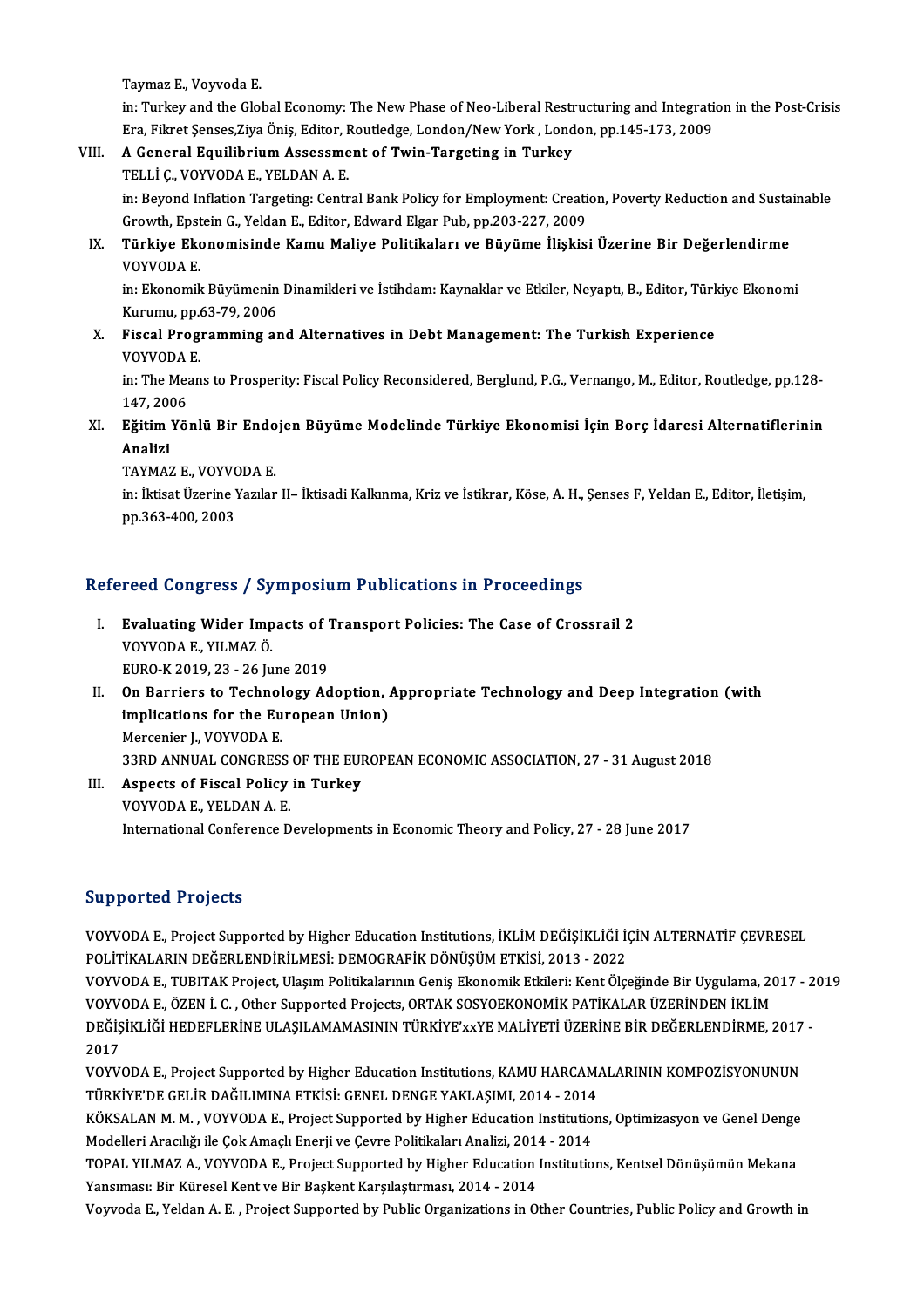Taymaz E., Voyvoda E.
in: Turkey and the Global Economy: The New Phase of Neo-Liberal Restructuring and Integration in the Post-Crisis Era, Fikret Şenses,Ziya Öniş, Editor, Routledge, London/New York , London, pp.145-173, 2009

VIII. **A General Equilibrium Assessment of Twin-Targeting in Turkey**
TELLİ Ç., VOYVODA E., YELDAN A. E.
in: Beyond Inflation Targeting: Central Bank Policy for Employment: Creation, Poverty Reduction and Sustainable Growth, Epstein G., Yeldan E., Editor, Edward Elgar Pub, pp.203-227, 2009

IX. **Türkiye Ekonomisinde Kamu Maliye Politikaları ve Büyüme İlişkisi Üzerine Bir Değerlendirme**
VOYVODA E.
in: Ekonomik Büyümenin Dinamikleri ve İstihdam: Kaynaklar ve Etkiler, Neyaptı, B., Editor, Türkiye Ekonomi Kurumu, pp.63-79, 2006

X. **Fiscal Programming and Alternatives in Debt Management: The Turkish Experience**
VOYVODA E.
in: The Means to Prosperity: Fiscal Policy Reconsidered, Berglund, P.G., Vernango, M., Editor, Routledge, pp.128-147, 2006

XI. **Eğitim Yönlü Bir Endojen Büyüme Modelinde Türkiye Ekonomisi İçin Borç İdaresi Alternatiflerinin Analizi**
TAYMAZ E., VOYVODA E.
in: İktisat Üzerine Yazılar II– İktisadi Kalkınma, Kriz ve İstikrar, Köse, A. H., Şenses F, Yeldan E., Editor, İletişim, pp.363-400, 2003

## Refereed Congress / Symposium Publications in Proceedings

I. **Evaluating Wider Impacts of Transport Policies: The Case of Crossrail 2**
VOYVODA E., YILMAZ Ö.
EURO-K 2019, 23 - 26 June 2019

II. **On Barriers to Technology Adoption, Appropriate Technology and Deep Integration (with implications for the European Union)**
Mercenier J., VOYVODA E.
33RD ANNUAL CONGRESS OF THE EUROPEAN ECONOMIC ASSOCIATION, 27 - 31 August 2018

III. **Aspects of Fiscal Policy in Turkey**
VOYVODA E., YELDAN A. E.
International Conference Developments in Economic Theory and Policy, 27 - 28 June 2017

## Supported Projects

VOYVODA E., Project Supported by Higher Education Institutions, İKLİM DEĞİŞİKLİĞİ İÇİN ALTERNATİF ÇEVRESEL POLİTİKALARIN DEĞERLENDİRİLMESİ: DEMOGRAFİK DÖNÜŞÜM ETKİSİ, 2013 - 2022

VOYVODA E., TUBITAK Project, Ulaşım Politikalarının Geniş Ekonomik Etkileri: Kent Ölçeğinde Bir Uygulama, 2017 - 2019

VOYVODA E., ÖZEN İ. C. , Other Supported Projects, ORTAK SOSYOEKONOMİK PATİKALAR ÜZERİNDEN İKLİM DEĞİŞİKLİĞİ HEDEFLERİNE ULAŞILAMAMASININ TÜRKİYE'xxYE MALİYETİ ÜZERİNE BİR DEĞERLENDİRME, 2017 - 2017

VOYVODA E., Project Supported by Higher Education Institutions, KAMU HARCAMALARININ KOMPOZİSYONUNUN TÜRKİYE'DE GELİR DAĞILIMINA ETKİSİ: GENEL DENGE YAKLAŞIMI, 2014 - 2014

KÖKSALAN M. M. , VOYVODA E., Project Supported by Higher Education Institutions, Optimizasyon ve Genel Denge Modelleri Aracılığı ile Çok Amaçlı Enerji ve Çevre Politikaları Analizi, 2014 - 2014

TOPAL YILMAZ A., VOYVODA E., Project Supported by Higher Education Institutions, Kentsel Dönüşümün Mekana Yansıması: Bir Küresel Kent ve Bir Başkent Karşılaştırması, 2014 - 2014

Voyvoda E., Yeldan A. E. , Project Supported by Public Organizations in Other Countries, Public Policy and Growth in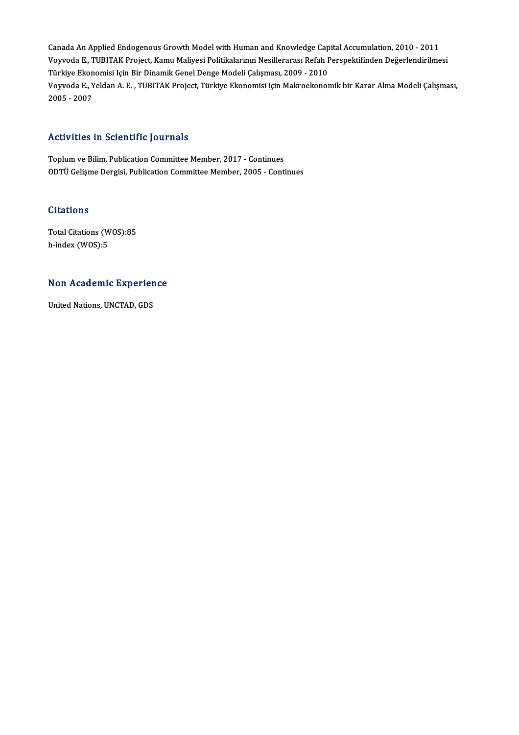Canada An Applied Endogenous Growth Model with Human and Knowledge Capital Accumulation, 2010 - 2011
Voyvoda E., TUBITAK Project, Kamu Maliyesi Politikalarının Nesillerarası Refah Perspektifinden Değerlendirilmesi Türkiye Ekonomisi Için Bir Dinamik Genel Denge Modeli Çalışması, 2009 - 2010
Voyvoda E., Yeldan A. E. , TUBITAK Project, Türkiye Ekonomisi için Makroekonomik bir Karar Alma Modeli Çalışması, 2005 - 2007

## Activities in Scientific Journals

Toplum ve Bilim, Publication Committee Member, 2017 - Continues
ODTÜ Gelişme Dergisi, Publication Committee Member, 2005 - Continues

## Citations

Total Citations (WOS):85
h-index (WOS):5

## Non Academic Experience

United Nations, UNCTAD, GDS